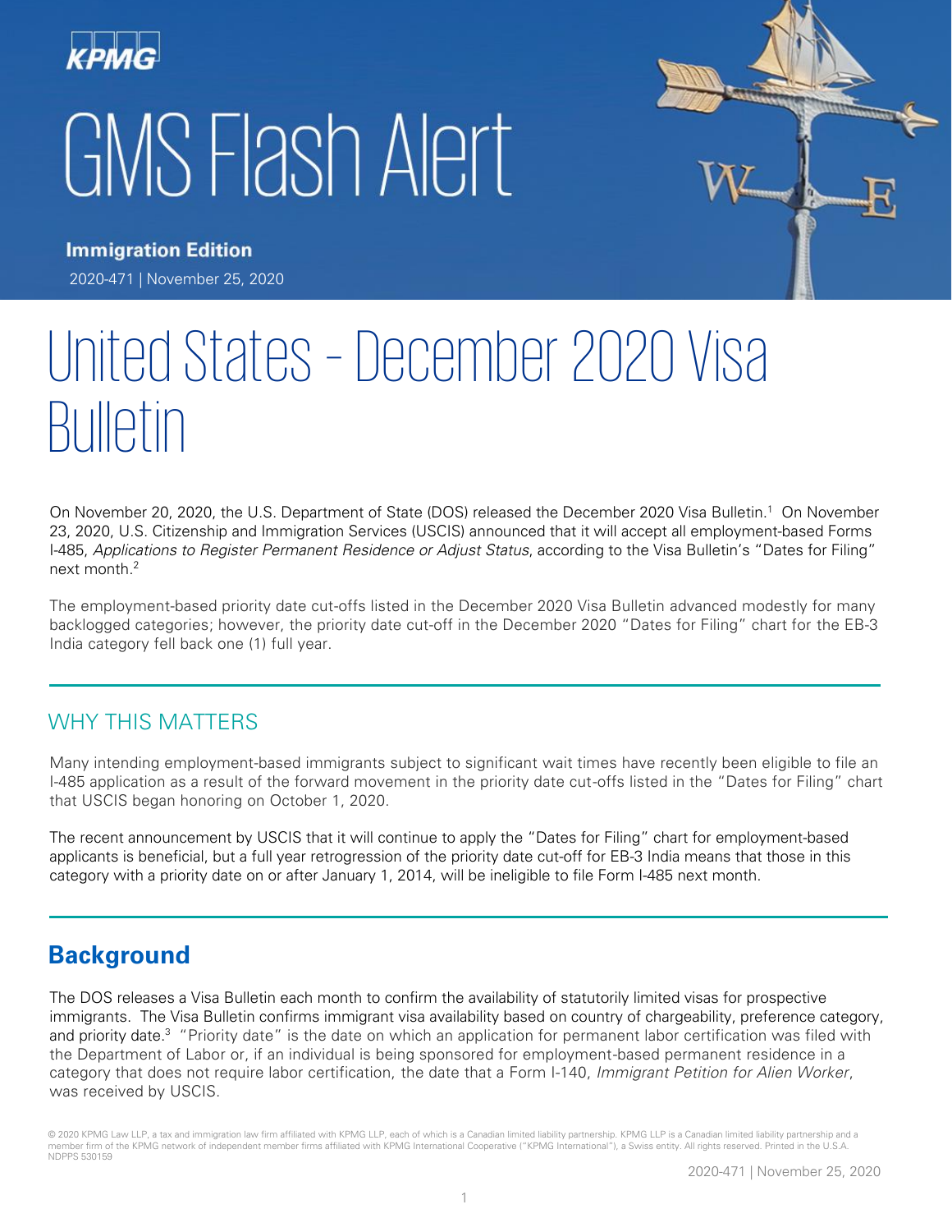KPMG

# GMS Flash Alert

**Immigration Edition**

2020-471 | November 25, 2020

# United States – December 2020 Visa Bulletin

On November 20, 2020, the U.S. Department of State (DOS) released the December 2020 Visa Bulletin.[1] On November 23, 2020, U.S. Citizenship and Immigration Services (USCIS) announced that it will accept all employment-based Forms I-485, *Applications to Register Permanent Residence or Adjust Status*, according to the Visa Bulletin's "Dates for Filing" next month.[2]

The employment-based priority date cut-offs listed in the December 2020 Visa Bulletin advanced modestly for many backlogged categories; however, the priority date cut-off in the December 2020 "Dates for Filing" chart for the EB-3 India category fell back one (1) full year.

## WHY THIS MATTERS

Many intending employment-based immigrants subject to significant wait times have recently been eligible to file an I-485 application as a result of the forward movement in the priority date cut-offs listed in the "Dates for Filing" chart that USCIS began honoring on October 1, 2020.

The recent announcement by USCIS that it will continue to apply the "Dates for Filing" chart for employment-based applicants is beneficial, but a full year retrogression of the priority date cut-off for EB-3 India means that those in this category with a priority date on or after January 1, 2014, will be ineligible to file Form I-485 next month.

## Background

The DOS releases a Visa Bulletin each month to confirm the availability of statutorily limited visas for prospective immigrants. The Visa Bulletin confirms immigrant visa availability based on country of chargeability, preference category, and priority date.[3] "Priority date" is the date on which an application for permanent labor certification was filed with the Department of Labor or, if an individual is being sponsored for employment-based permanent residence in a category that does not require labor certification, the date that a Form I-140, *Immigrant Petition for Alien Worker*, was received by USCIS.

© 2020 KPMG Law LLP, a tax and immigration law firm affiliated with KPMG LLP, each of which is a Canadian limited liability partnership. KPMG LLP is a Canadian limited liability partnership and a member firm of the KPMG network of independent member firms affiliated with KPMG International Cooperative ("KPMG International"), a Swiss entity. All rights reserved. Printed in the U.S.A. NDPPS 530159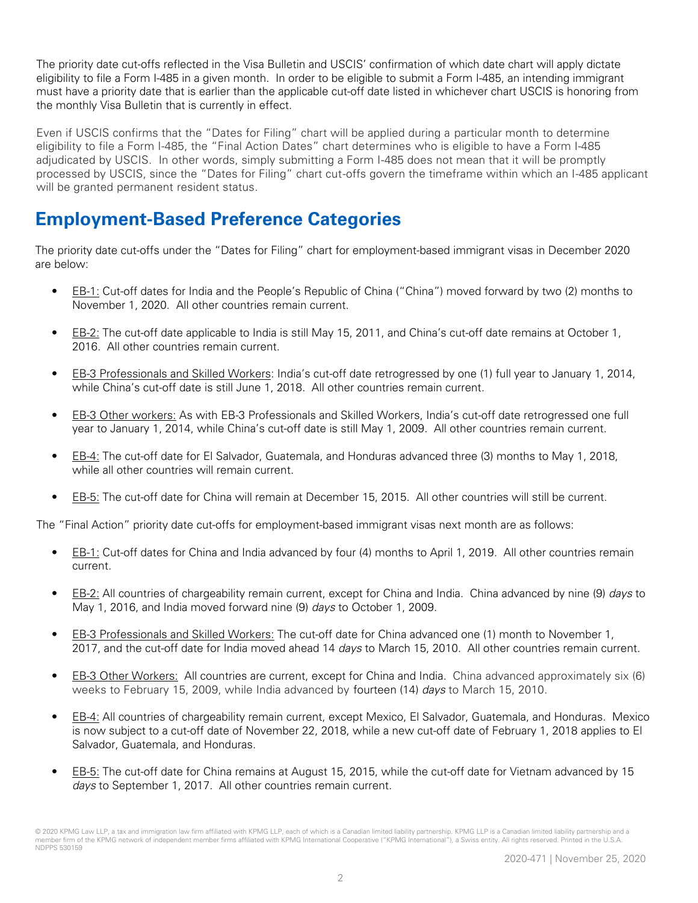The priority date cut-offs reflected in the Visa Bulletin and USCIS' confirmation of which date chart will apply dictate eligibility to file a Form I-485 in a given month. In order to be eligible to submit a Form I-485, an intending immigrant must have a priority date that is earlier than the applicable cut-off date listed in whichever chart USCIS is honoring from the monthly Visa Bulletin that is currently in effect.

Even if USCIS confirms that the "Dates for Filing" chart will be applied during a particular month to determine eligibility to file a Form I-485, the "Final Action Dates" chart determines who is eligible to have a Form I-485 adjudicated by USCIS. In other words, simply submitting a Form I-485 does not mean that it will be promptly processed by USCIS, since the "Dates for Filing" chart cut-offs govern the timeframe within which an I-485 applicant will be granted permanent resident status.

## Employment-Based Preference Categories

The priority date cut-offs under the "Dates for Filing" chart for employment-based immigrant visas in December 2020 are below:

- EB-1: Cut-off dates for India and the People's Republic of China ("China") moved forward by two (2) months to November 1, 2020. All other countries remain current.
- EB-2: The cut-off date applicable to India is still May 15, 2011, and China's cut-off date remains at October 1, 2016. All other countries remain current.
- EB-3 Professionals and Skilled Workers: India's cut-off date retrogressed by one (1) full year to January 1, 2014, while China's cut-off date is still June 1, 2018. All other countries remain current.
- EB-3 Other workers: As with EB-3 Professionals and Skilled Workers, India's cut-off date retrogressed one full year to January 1, 2014, while China's cut-off date is still May 1, 2009. All other countries remain current.
- EB-4: The cut-off date for El Salvador, Guatemala, and Honduras advanced three (3) months to May 1, 2018, while all other countries will remain current.
- EB-5: The cut-off date for China will remain at December 15, 2015. All other countries will still be current.

The "Final Action" priority date cut-offs for employment-based immigrant visas next month are as follows:

- EB-1: Cut-off dates for China and India advanced by four (4) months to April 1, 2019. All other countries remain current.
- EB-2: All countries of chargeability remain current, except for China and India. China advanced by nine (9) *days* to May 1, 2016, and India moved forward nine (9) *days* to October 1, 2009.
- EB-3 Professionals and Skilled Workers: The cut-off date for China advanced one (1) month to November 1, 2017, and the cut-off date for India moved ahead 14 *days* to March 15, 2010. All other countries remain current.
- EB-3 Other Workers: All countries are current, except for China and India. China advanced approximately six (6) weeks to February 15, 2009, while India advanced by fourteen (14) *days* to March 15, 2010.
- EB-4: All countries of chargeability remain current, except Mexico, El Salvador, Guatemala, and Honduras. Mexico is now subject to a cut-off date of November 22, 2018, while a new cut-off date of February 1, 2018 applies to El Salvador, Guatemala, and Honduras.
- EB-5: The cut-off date for China remains at August 15, 2015, while the cut-off date for Vietnam advanced by 15 *days* to September 1, 2017. All other countries remain current.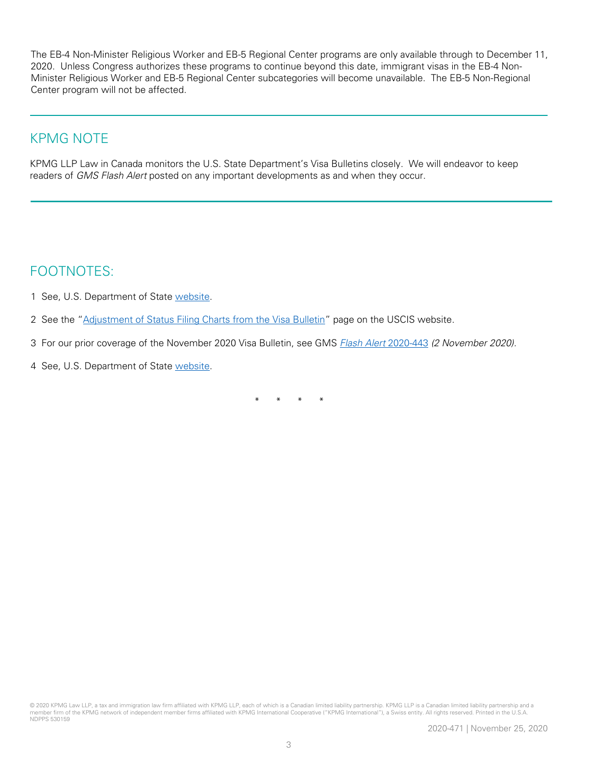The EB-4 Non-Minister Religious Worker and EB-5 Regional Center programs are only available through to December 11, 2020. Unless Congress authorizes these programs to continue beyond this date, immigrant visas in the EB-4 Non-Minister Religious Worker and EB-5 Regional Center subcategories will become unavailable. The EB-5 Non-Regional Center program will not be affected.

## KPMG NOTE

KPMG LLP Law in Canada monitors the U.S. State Department's Visa Bulletins closely. We will endeavor to keep readers of *GMS Flash Alert* posted on any important developments as and when they occur.

## FOOTNOTES:

1 See, U.S. Department of State website.

2 See the "Adjustment of Status Filing Charts from the Visa Bulletin" page on the USCIS website.

3 For our prior coverage of the November 2020 Visa Bulletin, see GMS *Flash Alert* 2020-443 *(2 November 2020).*

4 See, U.S. Department of State website.

\* \* \* \*

© 2020 KPMG Law LLP, a tax and immigration law firm affiliated with KPMG LLP, each of which is a Canadian limited liability partnership. KPMG LLP is a Canadian limited liability partnership and a member firm of the KPMG network of independent member firms affiliated with KPMG International Cooperative ("KPMG International"), a Swiss entity. All rights reserved. Printed in the U.S.A. NDPPS 530159

2020-471 | November 25, 2020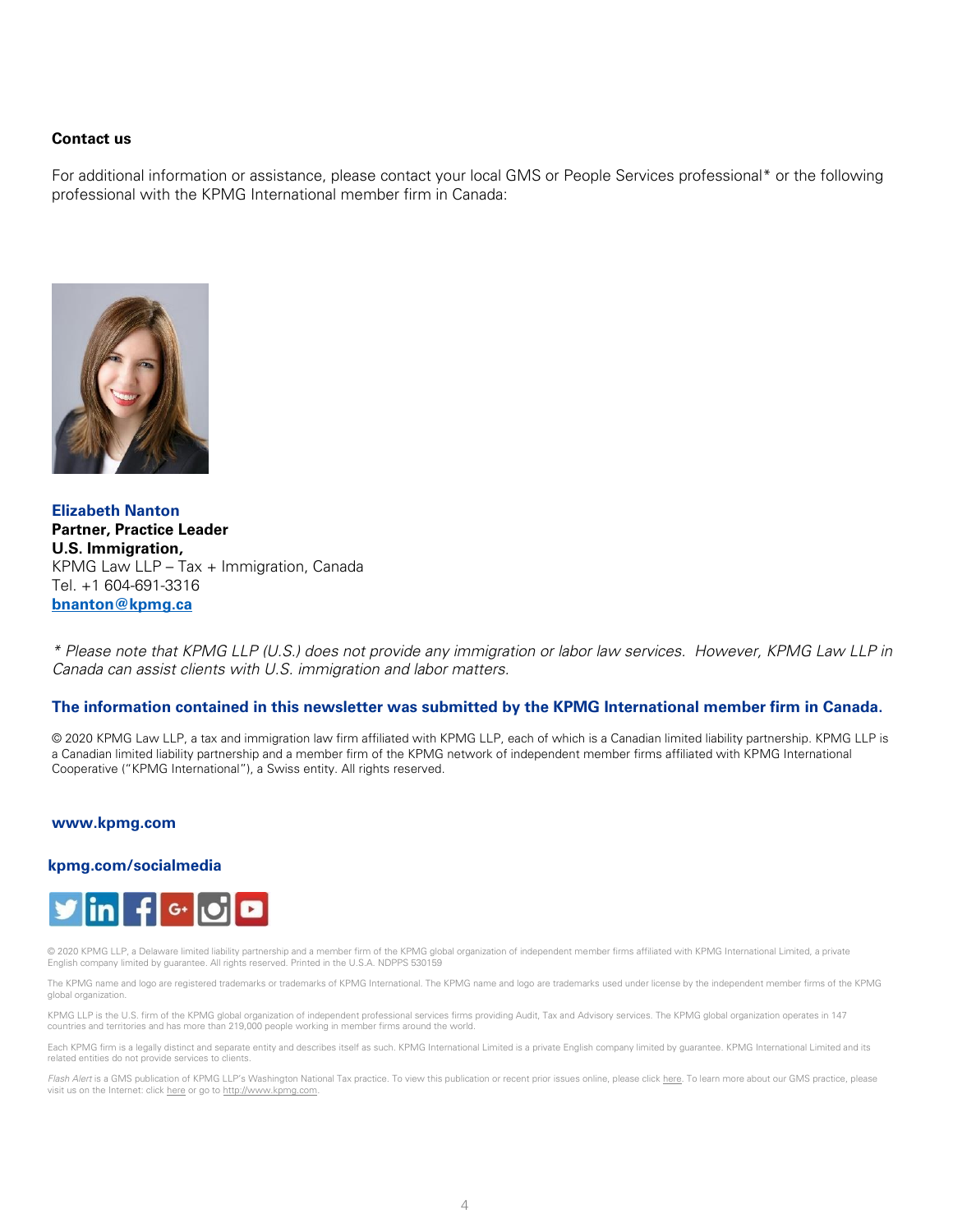**Contact us**

For additional information or assistance, please contact your local GMS or People Services professional* or the following professional with the KPMG International member firm in Canada:

**Elizabeth Nanton**
**Partner, Practice Leader**
**U.S. Immigration,**
KPMG Law LLP – Tax + Immigration, Canada
Tel. +1 604-691-3316
**bnanton@kpmg.ca**

*\* Please note that KPMG LLP (U.S.) does not provide any immigration or labor law services. However, KPMG Law LLP in Canada can assist clients with U.S. immigration and labor matters.*

**The information contained in this newsletter was submitted by the KPMG International member firm in Canada.**

© 2020 KPMG Law LLP, a tax and immigration law firm affiliated with KPMG LLP, each of which is a Canadian limited liability partnership. KPMG LLP is a Canadian limited liability partnership and a member firm of the KPMG network of independent member firms affiliated with KPMG International Cooperative ("KPMG International"), a Swiss entity. All rights reserved.

**www.kpmg.com**

**kpmg.com/socialmedia**

© 2020 KPMG LLP, a Delaware limited liability partnership and a member firm of the KPMG global organization of independent member firms affiliated with KPMG International Limited, a private English company limited by guarantee. All rights reserved. Printed in the U.S.A. NDPPS 530159

The KPMG name and logo are registered trademarks or trademarks of KPMG International. The KPMG name and logo are trademarks used under license by the independent member firms of the KPMG global organization.

KPMG LLP is the U.S. firm of the KPMG global organization of independent professional services firms providing Audit, Tax and Advisory services. The KPMG global organization operates in 147 countries and territories and has more than 219,000 people working in member firms around the world.

Each KPMG firm is a legally distinct and separate entity and describes itself as such. KPMG International Limited is a private English company limited by guarantee. KPMG International Limited and its related entities do not provide services to clients.

*Flash Alert* is a GMS publication of KPMG LLP's Washington National Tax practice. To view this publication or recent prior issues online, please click here. To learn more about our GMS practice, please visit us on the Internet: click here or go to http://www.kpmg.com.